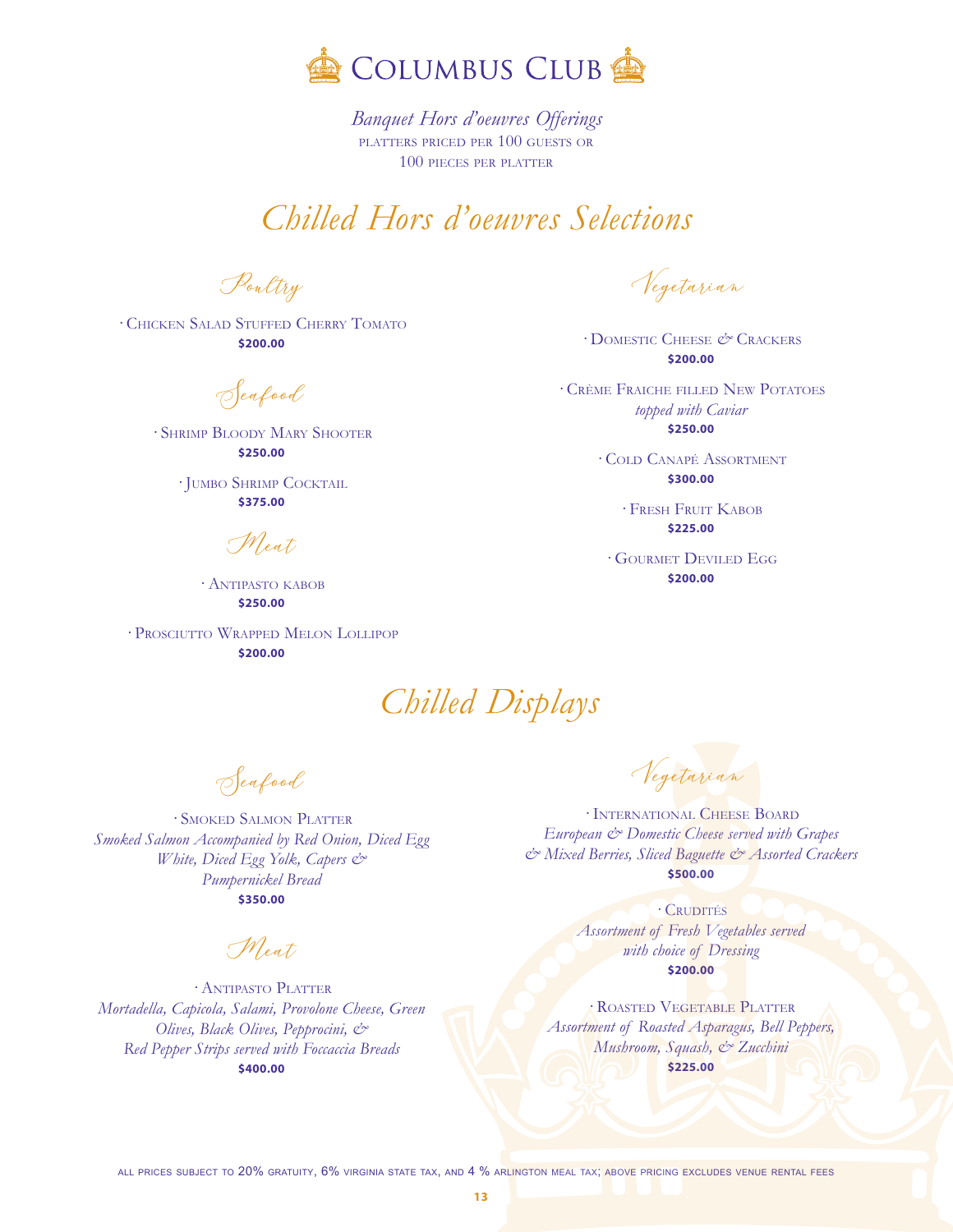# Columbus Club

*Banquet Hors d'oeuvres Offerings*

PLATTERS PRICED PER 100 GUESTS OR
100 PIECES PER PLATTER

## *Chilled Hors d'oeuvres Selections*

### *Poultry*

· Chicken Salad Stuffed Cherry Tomato
**$200.00**

### *Seafood*

· Shrimp Bloody Mary Shooter
**$250.00**

· Jumbo Shrimp Cocktail
**$375.00**

### *Meat*

· Antipasto kabob
**$250.00**

· Prosciutto Wrapped Melon Lollipop
**$200.00**

### *Vegetarian*

· Domestic Cheese & Crackers
**$200.00**

· Crème Fraiche filled New Potatoes
*topped with Caviar*
**$250.00**

· Cold Canapé Assortment
**$300.00**

· Fresh Fruit Kabob
**$225.00**

· Gourmet Deviled Egg
**$200.00**

## *Chilled Displays*

### *Seafood*

· Smoked Salmon Platter
*Smoked Salmon Accompanied by Red Onion, Diced Egg White, Diced Egg Yolk, Capers & Pumpernickel Bread*
**$350.00**

### *Meat*

· Antipasto Platter
*Mortadella, Capicola, Salami, Provolone Cheese, Green Olives, Black Olives, Pepprocini, & Red Pepper Strips served with Foccaccia Breads*
**$400.00**

### *Vegetarian*

· International Cheese Board
*European & Domestic Cheese served with Grapes & Mixed Berries, Sliced Baguette & Assorted Crackers*
**$500.00**

· Crudités
*Assortment of Fresh Vegetables served with choice of Dressing*
**$200.00**

· Roasted Vegetable Platter
*Assortment of Roasted Asparagus, Bell Peppers, Mushroom, Squash, & Zucchini*
**$225.00**

ALL PRICES SUBJECT TO 20% GRATUITY, 6% VIRGINIA STATE TAX, AND 4 % ARLINGTON MEAL TAX; ABOVE PRICING EXCLUDES VENUE RENTAL FEES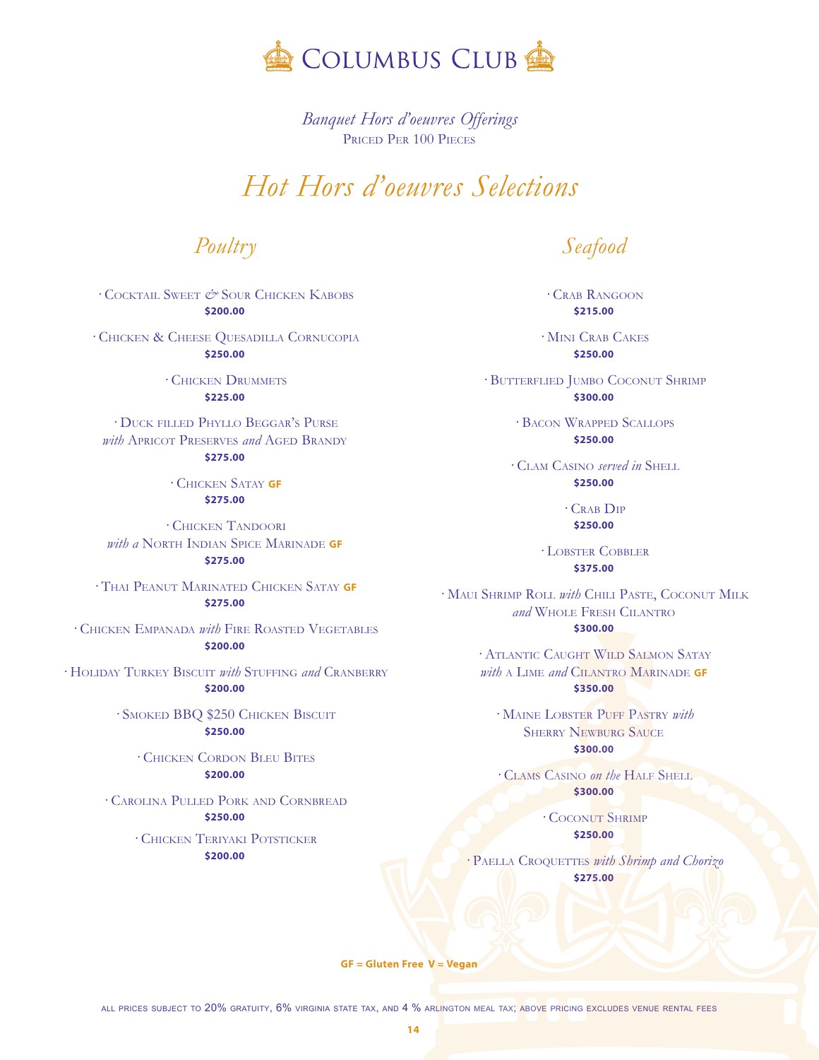# Columbus Club

*Banquet Hors d'oeuvres Offerings*
Priced Per 100 Pieces

## *Hot Hors d'oeuvres Selections*

### *Poultry*

· Cocktail Sweet & Sour Chicken Kabobs
**$200.00**

· Chicken & Cheese Quesadilla Cornucopia
**$250.00**

· Chicken Drummets
**$225.00**

· Duck filled Phyllo Beggar's Purse *with* Apricot Preserves *and* Aged Brandy
**$275.00**

· Chicken Satay **GF**
**$275.00**

· Chicken Tandoori *with a* North Indian Spice Marinade **GF**
**$275.00**

· Thai Peanut Marinated Chicken Satay **GF**
**$275.00**

· Chicken Empanada *with* Fire Roasted Vegetables
**$200.00**

· Holiday Turkey Biscuit *with* Stuffing *and* Cranberry
**$200.00**

· Smoked BBQ $250 Chicken Biscuit
**$250.00**

· Chicken Cordon Bleu Bites
**$200.00**

· Carolina Pulled Pork and Cornbread
**$250.00**

· Chicken Teriyaki Potsticker
**$200.00**

### *Seafood*

· Crab Rangoon
**$215.00**

· Mini Crab Cakes
**$250.00**

· Butterflied Jumbo Coconut Shrimp
**$300.00**

· Bacon Wrapped Scallops
**$250.00**

· Clam Casino *served in* Shell
**$250.00**

· Crab Dip
**$250.00**

· Lobster Cobbler
**$375.00**

· Maui Shrimp Roll *with* Chili Paste, Coconut Milk *and* Whole Fresh Cilantro
**$300.00**

· Atlantic Caught Wild Salmon Satay *with* a Lime *and* Cilantro Marinade **GF**
**$350.00**

· Maine Lobster Puff Pastry *with* Sherry Newburg Sauce
**$300.00**

· Clams Casino *on the* Half Shell
**$300.00**

· Coconut Shrimp
**$250.00**

· Paella Croquettes *with Shrimp and Chorizo*
**$275.00**

**GF = Gluten Free V = Vegan**

all prices subject to 20% gratuity, 6% virginia state tax, and 4 % arlington meal tax; above pricing excludes venue rental fees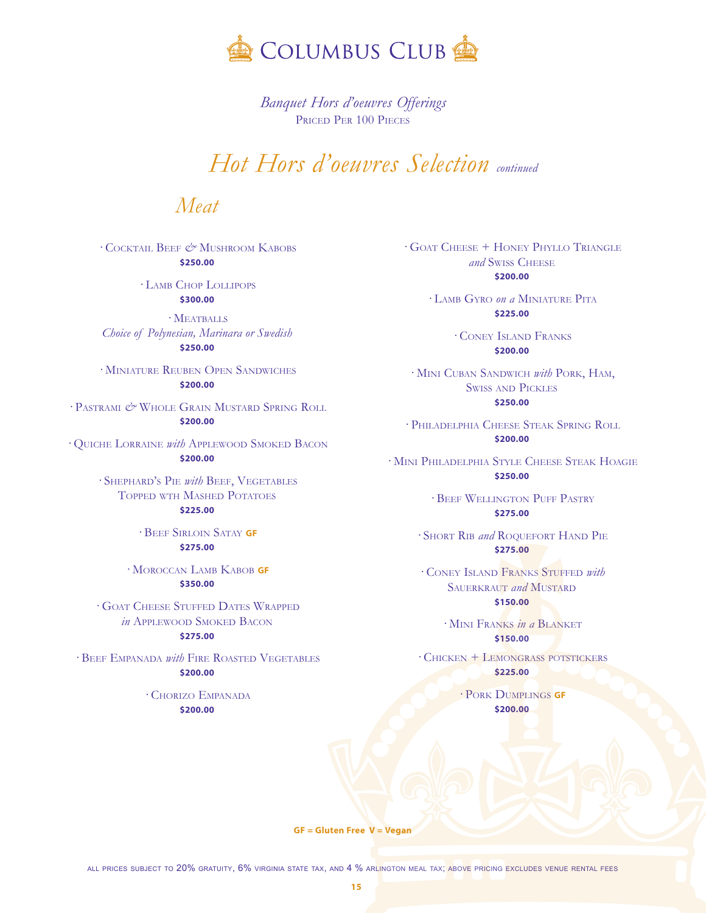# Columbus Club

*Banquet Hors d'oeuvres Offerings*
Priced Per 100 Pieces

## *Hot Hors d'oeuvres Selection* *continued*

### *Meat*

· Cocktail Beef & Mushroom Kabobs
**$250.00**

· Lamb Chop Lollipops
**$300.00**

· Meatballs
*Choice of Polynesian, Marinara or Swedish*
**$250.00**

· Miniature Reuben Open Sandwiches
**$200.00**

· Pastrami & Whole Grain Mustard Spring Roll
**$200.00**

· Quiche Lorraine *with* Applewood Smoked Bacon
**$200.00**

· Shephard's Pie *with* Beef, Vegetables Topped wth Mashed Potatoes
**$225.00**

· Beef Sirloin Satay **GF**
**$275.00**

· Moroccan Lamb Kabob **GF**
**$350.00**

· Goat Cheese Stuffed Dates Wrapped *in* Applewood Smoked Bacon
**$275.00**

· Beef Empanada *with* Fire Roasted Vegetables
**$200.00**

· Chorizo Empanada
**$200.00**

· Goat Cheese + Honey Phyllo Triangle *and* Swiss Cheese
**$200.00**

· Lamb Gyro *on a* Miniature Pita
**$225.00**

· Coney Island Franks
**$200.00**

· Mini Cuban Sandwich *with* Pork, Ham, Swiss and Pickles
**$250.00**

· Philadelphia Cheese Steak Spring Roll
**$200.00**

· Mini Philadelphia Style Cheese Steak Hoagie
**$250.00**

· Beef Wellington Puff Pastry
**$275.00**

· Short Rib *and* Roquefort Hand Pie
**$275.00**

· Coney Island Franks Stuffed *with* Sauerkraut *and* Mustard
**$150.00**

· Mini Franks *in a* Blanket
**$150.00**

· Chicken + Lemongrass potstickers
**$225.00**

· Pork Dumplings **GF**
**$200.00**

**GF = Gluten Free V = Vegan**

all prices subject to 20% gratuity, 6% virginia state tax, and 4 % arlington meal tax; above pricing excludes venue rental fees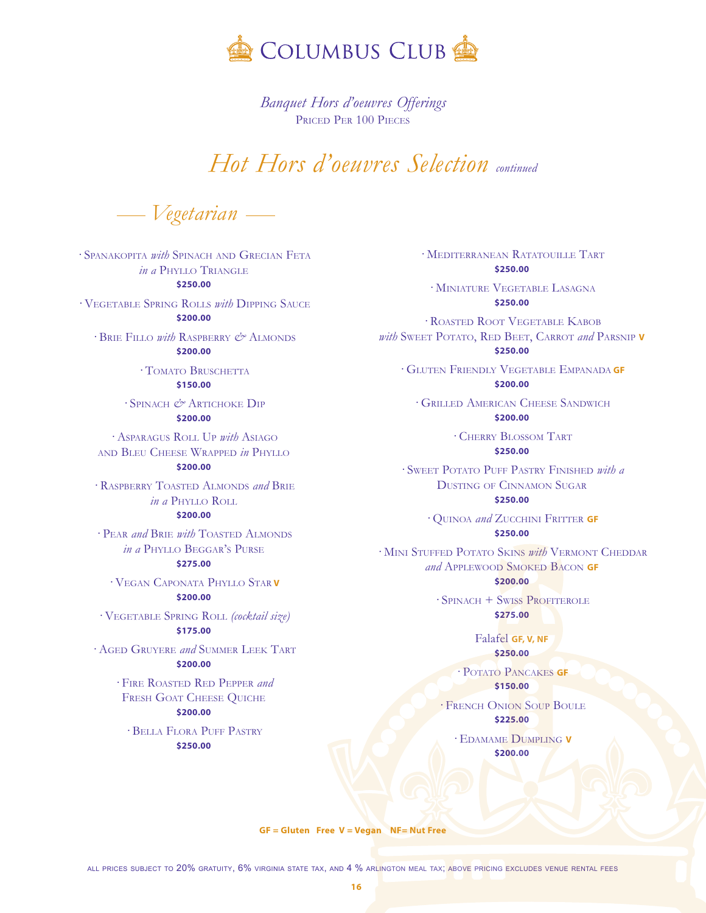# Columbus Club

*Banquet Hors d'oeuvres Offerings*
Priced Per 100 Pieces

## *Hot Hors d'oeuvres Selection* *continued*

### — *Vegetarian* —

· Spanakopita *with* Spinach and Grecian Feta *in a* Phyllo Triangle
**$250.00**

· Vegetable Spring Rolls *with* Dipping Sauce
**$200.00**

· Brie Fillo *with* Raspberry & Almonds
**$200.00**

· Tomato Bruschetta
**$150.00**

· Spinach & Artichoke Dip
**$200.00**

· Asparagus Roll Up *with* Asiago and Bleu Cheese Wrapped *in* Phyllo
**$200.00**

· Raspberry Toasted Almonds *and* Brie *in a* Phyllo Roll
**$200.00**

· Pear *and* Brie *with* Toasted Almonds *in a* Phyllo Beggar's Purse
**$275.00**

· Vegan Caponata Phyllo Star **V**
**$200.00**

· Vegetable Spring Roll *(cocktail size)*
**$175.00**

· Aged Gruyere *and* Summer Leek Tart
**$200.00**

· Fire Roasted Red Pepper *and* Fresh Goat Cheese Quiche
**$200.00**

· Bella Flora Puff Pastry
**$250.00**

· Mediterranean Ratatouille Tart
**$250.00**

· Miniature Vegetable Lasagna
**$250.00**

· Roasted Root Vegetable Kabob *with* Sweet Potato, Red Beet, Carrot *and* Parsnip **V**
**$250.00**

· Gluten Friendly Vegetable Empanada **GF**
**$200.00**

· Grilled American Cheese Sandwich
**$200.00**

· Cherry Blossom Tart
**$250.00**

· Sweet Potato Puff Pastry Finished *with a* Dusting of Cinnamon Sugar
**$250.00**

· Quinoa *and* Zucchini Fritter **GF**
**$250.00**

· Mini Stuffed Potato Skins *with* Vermont Cheddar *and* Applewood Smoked Bacon **GF**
**$200.00**

· Spinach + Swiss Profiterole
**$275.00**

Falafel **GF, V, NF**
**$250.00**

· Potato Pancakes **GF**
**$150.00**

· French Onion Soup Boule
**$225.00**

· Edamame Dumpling **V**
**$200.00**

**GF = Gluten Free V = Vegan NF= Nut Free**

all prices subject to 20% gratuity, 6% virginia state tax, and 4 % arlington meal tax; above pricing excludes venue rental fees